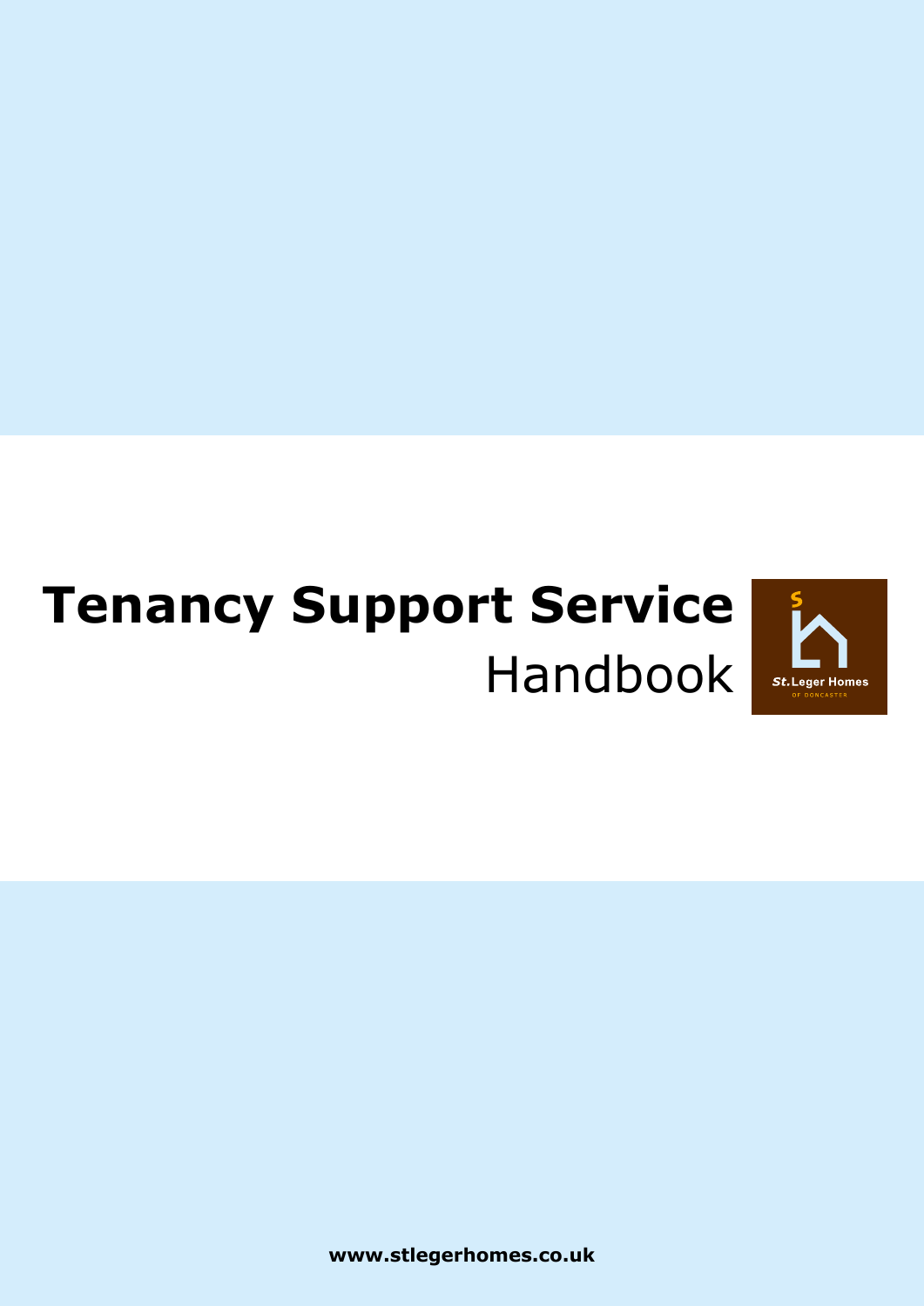# Tenancy Support Service

Handbook

St. Leger Homes OF DONCASTER

**www.stlegerhomes.co.uk**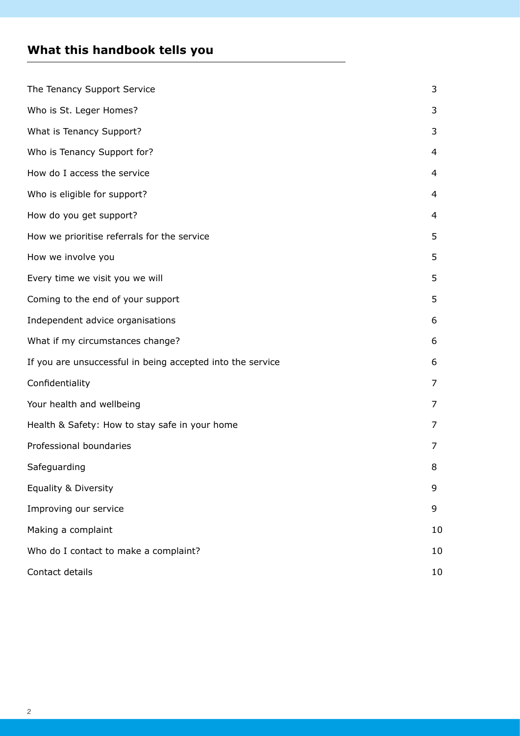## What this handbook tells you

| | |
|---|---|
| The Tenancy Support Service | 3 |
| Who is St. Leger Homes? | 3 |
| What is Tenancy Support? | 3 |
| Who is Tenancy Support for? | 4 |
| How do I access the service | 4 |
| Who is eligible for support? | 4 |
| How do you get support? | 4 |
| How we prioritise referrals for the service | 5 |
| How we involve you | 5 |
| Every time we visit you we will | 5 |
| Coming to the end of your support | 5 |
| Independent advice organisations | 6 |
| What if my circumstances change? | 6 |
| If you are unsuccessful in being accepted into the service | 6 |
| Confidentiality | 7 |
| Your health and wellbeing | 7 |
| Health & Safety: How to stay safe in your home | 7 |
| Professional boundaries | 7 |
| Safeguarding | 8 |
| Equality & Diversity | 9 |
| Improving our service | 9 |
| Making a complaint | 10 |
| Who do I contact to make a complaint? | 10 |
| Contact details | 10 |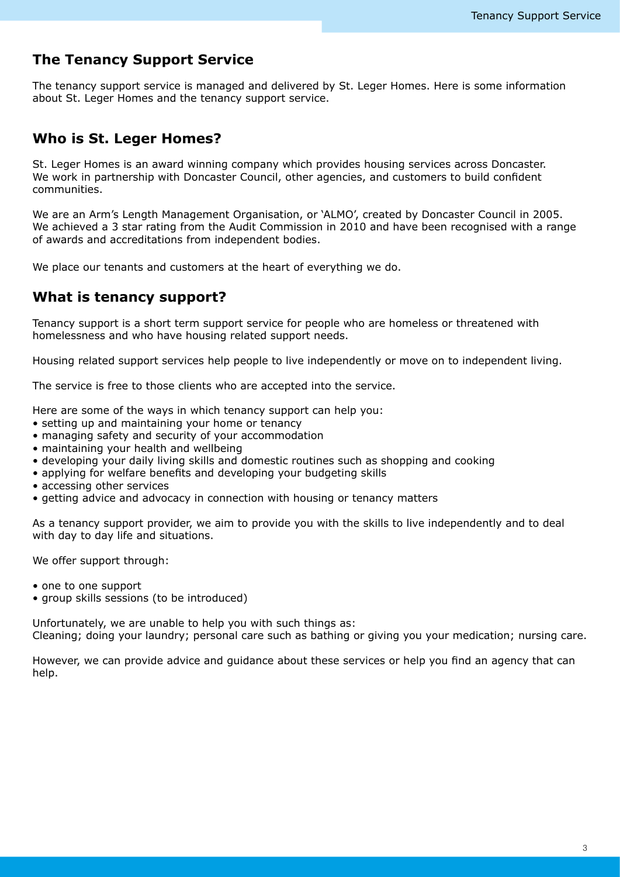## The Tenancy Support Service

The tenancy support service is managed and delivered by St. Leger Homes. Here is some information about St. Leger Homes and the tenancy support service.

## Who is St. Leger Homes?

St. Leger Homes is an award winning company which provides housing services across Doncaster. We work in partnership with Doncaster Council, other agencies, and customers to build confident communities.

We are an Arm's Length Management Organisation, or 'ALMO', created by Doncaster Council in 2005. We achieved a 3 star rating from the Audit Commission in 2010 and have been recognised with a range of awards and accreditations from independent bodies.

We place our tenants and customers at the heart of everything we do.

## What is tenancy support?

Tenancy support is a short term support service for people who are homeless or threatened with homelessness and who have housing related support needs.

Housing related support services help people to live independently or move on to independent living.

The service is free to those clients who are accepted into the service.

Here are some of the ways in which tenancy support can help you:

- setting up and maintaining your home or tenancy
- managing safety and security of your accommodation
- maintaining your health and wellbeing
- developing your daily living skills and domestic routines such as shopping and cooking
- applying for welfare benefits and developing your budgeting skills
- accessing other services
- getting advice and advocacy in connection with housing or tenancy matters

As a tenancy support provider, we aim to provide you with the skills to live independently and to deal with day to day life and situations.

We offer support through:

- one to one support
- group skills sessions (to be introduced)

Unfortunately, we are unable to help you with such things as:
Cleaning; doing your laundry; personal care such as bathing or giving you your medication; nursing care.

However, we can provide advice and guidance about these services or help you find an agency that can help.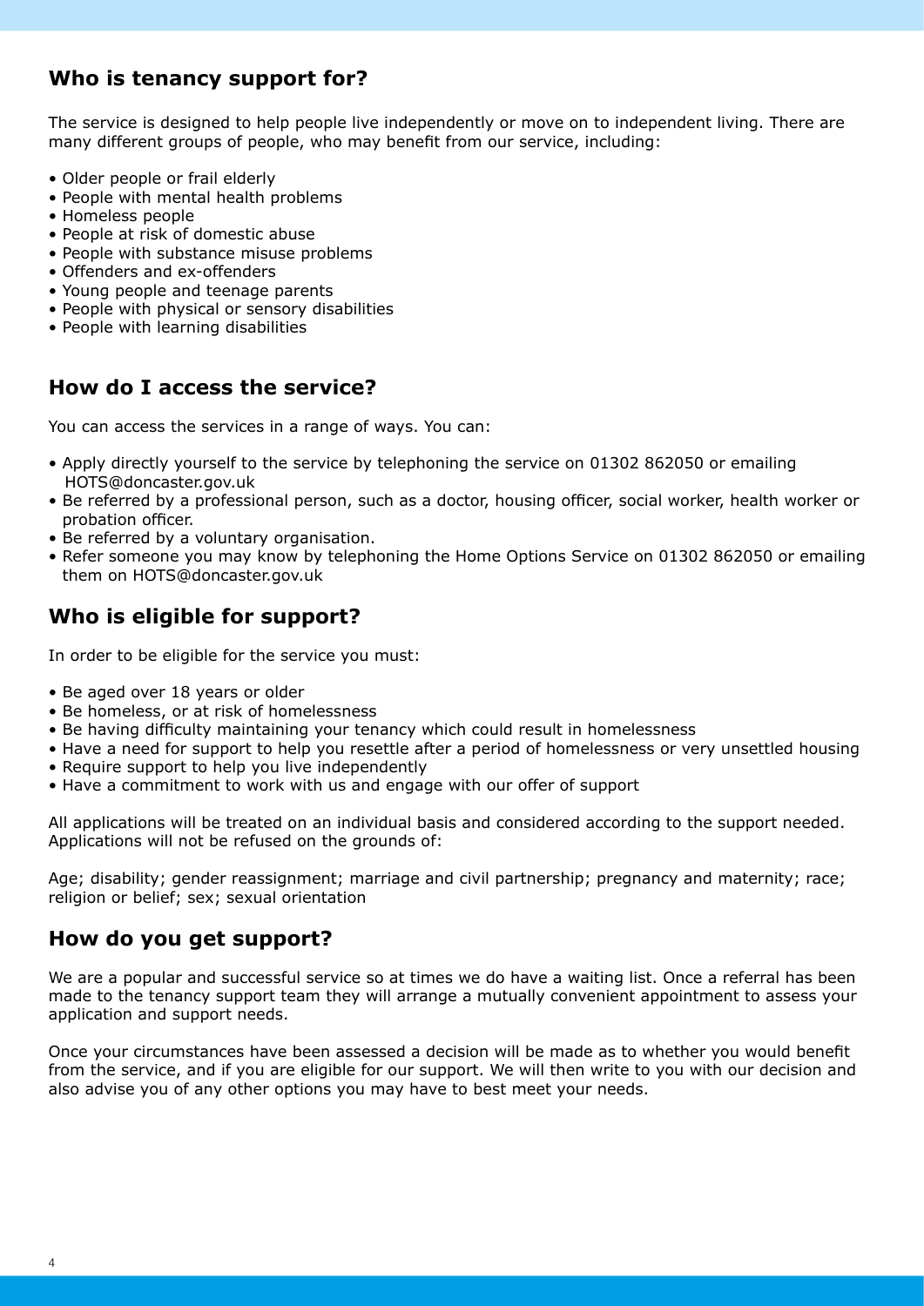## Who is tenancy support for?

The service is designed to help people live independently or move on to independent living. There are many different groups of people, who may benefit from our service, including:

- Older people or frail elderly
- People with mental health problems
- Homeless people
- People at risk of domestic abuse
- People with substance misuse problems
- Offenders and ex-offenders
- Young people and teenage parents
- People with physical or sensory disabilities
- People with learning disabilities

## How do I access the service?

You can access the services in a range of ways. You can:

- Apply directly yourself to the service by telephoning the service on 01302 862050 or emailing HOTS@doncaster.gov.uk
- Be referred by a professional person, such as a doctor, housing officer, social worker, health worker or probation officer.
- Be referred by a voluntary organisation.
- Refer someone you may know by telephoning the Home Options Service on 01302 862050 or emailing them on HOTS@doncaster.gov.uk

## Who is eligible for support?

In order to be eligible for the service you must:

- Be aged over 18 years or older
- Be homeless, or at risk of homelessness
- Be having difficulty maintaining your tenancy which could result in homelessness
- Have a need for support to help you resettle after a period of homelessness or very unsettled housing
- Require support to help you live independently
- Have a commitment to work with us and engage with our offer of support

All applications will be treated on an individual basis and considered according to the support needed. Applications will not be refused on the grounds of:

Age; disability; gender reassignment; marriage and civil partnership; pregnancy and maternity; race; religion or belief; sex; sexual orientation

## How do you get support?

We are a popular and successful service so at times we do have a waiting list. Once a referral has been made to the tenancy support team they will arrange a mutually convenient appointment to assess your application and support needs.

Once your circumstances have been assessed a decision will be made as to whether you would benefit from the service, and if you are eligible for our support. We will then write to you with our decision and also advise you of any other options you may have to best meet your needs.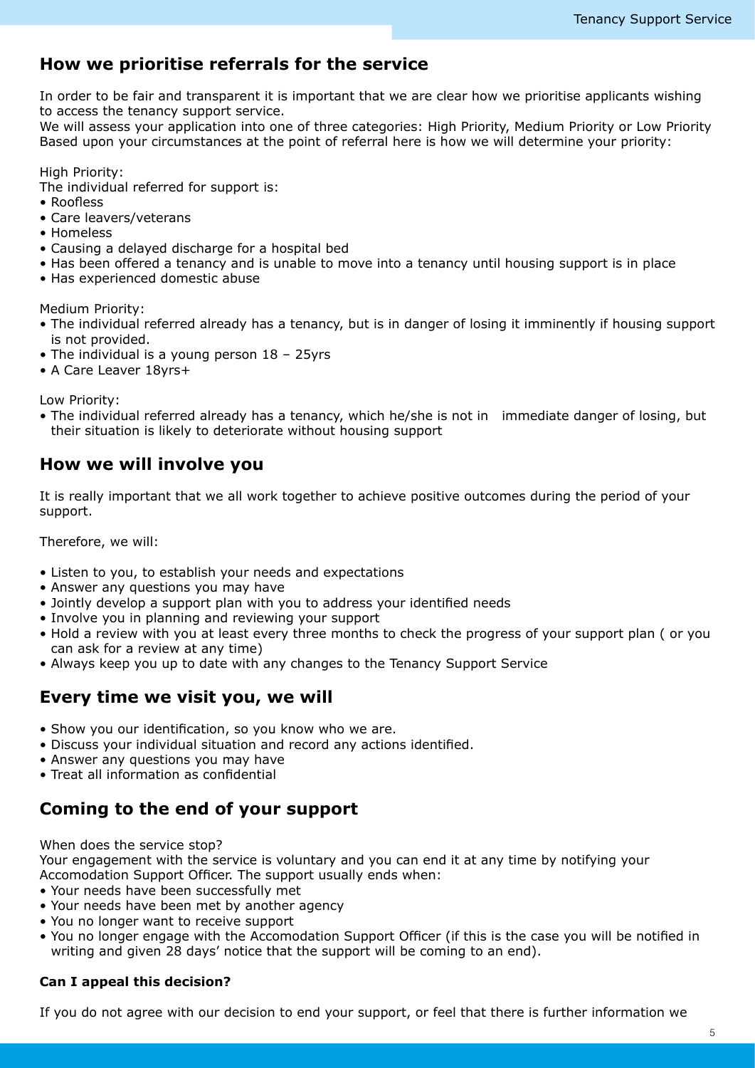## How we prioritise referrals for the service

In order to be fair and transparent it is important that we are clear how we prioritise applicants wishing to access the tenancy support service.
We will assess your application into one of three categories: High Priority, Medium Priority or Low Priority Based upon your circumstances at the point of referral here is how we will determine your priority:

High Priority:
The individual referred for support is:

- Roofless
- Care leavers/veterans
- Homeless
- Causing a delayed discharge for a hospital bed
- Has been offered a tenancy and is unable to move into a tenancy until housing support is in place
- Has experienced domestic abuse

Medium Priority:

- The individual referred already has a tenancy, but is in danger of losing it imminently if housing support is not provided.
- The individual is a young person 18 – 25yrs
- A Care Leaver 18yrs+

Low Priority:

- The individual referred already has a tenancy, which he/she is not in immediate danger of losing, but their situation is likely to deteriorate without housing support

## How we will involve you

It is really important that we all work together to achieve positive outcomes during the period of your support.

Therefore, we will:

- Listen to you, to establish your needs and expectations
- Answer any questions you may have
- Jointly develop a support plan with you to address your identified needs
- Involve you in planning and reviewing your support
- Hold a review with you at least every three months to check the progress of your support plan ( or you can ask for a review at any time)
- Always keep you up to date with any changes to the Tenancy Support Service

## Every time we visit you, we will

- Show you our identification, so you know who we are.
- Discuss your individual situation and record any actions identified.
- Answer any questions you may have
- Treat all information as confidential

## Coming to the end of your support

When does the service stop?
Your engagement with the service is voluntary and you can end it at any time by notifying your Accomodation Support Officer. The support usually ends when:

- Your needs have been successfully met
- Your needs have been met by another agency
- You no longer want to receive support
- You no longer engage with the Accomodation Support Officer (if this is the case you will be notified in writing and given 28 days' notice that the support will be coming to an end).

**Can I appeal this decision?**

If you do not agree with our decision to end your support, or feel that there is further information we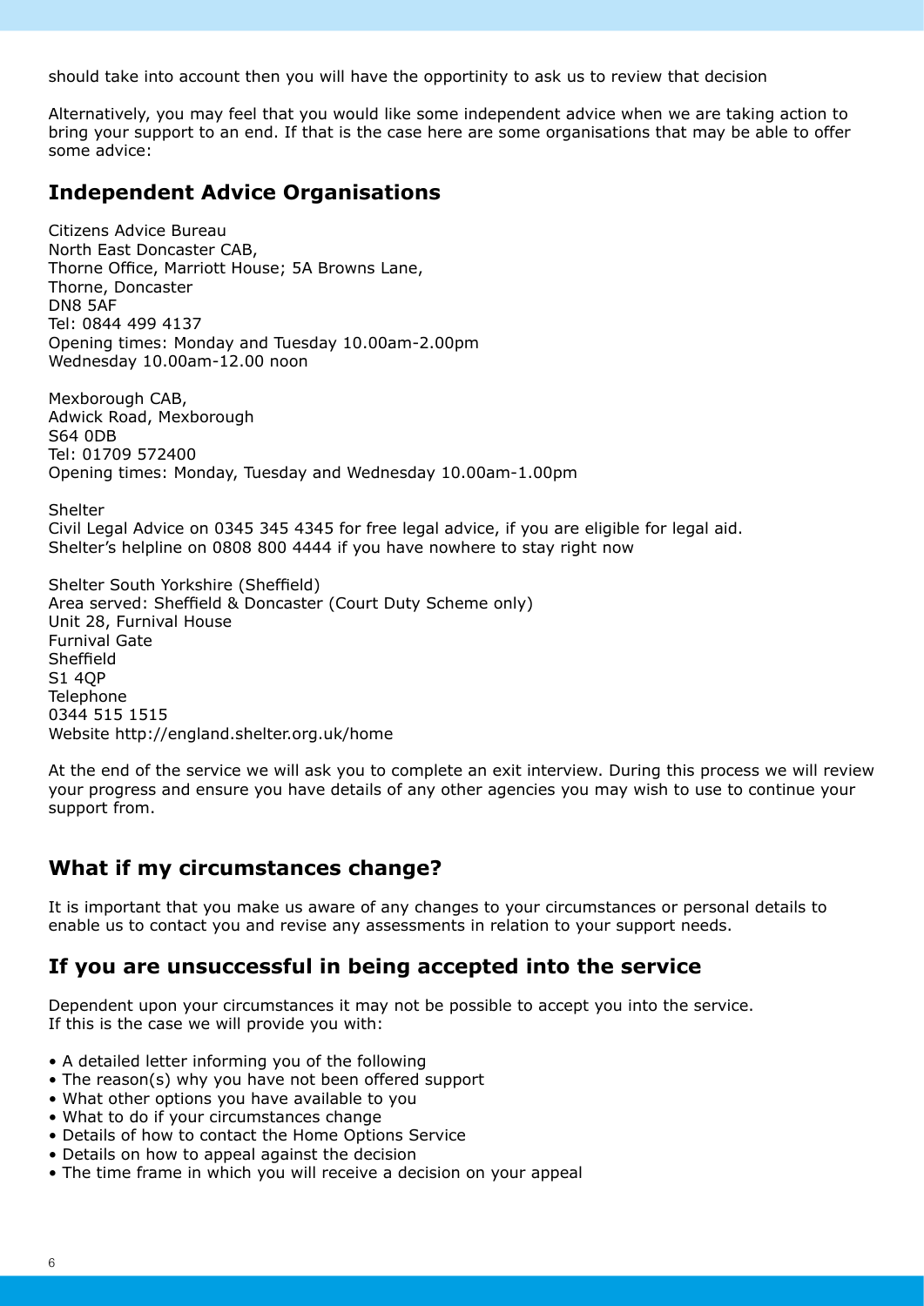should take into account then you will have the opportinity to ask us to review that decision

Alternatively, you may feel that you would like some independent advice when we are taking action to bring your support to an end. If that is the case here are some organisations that may be able to offer some advice:

## Independent Advice Organisations

Citizens Advice Bureau
North East Doncaster CAB,
Thorne Office, Marriott House; 5A Browns Lane,
Thorne, Doncaster
DN8 5AF
Tel: 0844 499 4137
Opening times: Monday and Tuesday 10.00am-2.00pm
Wednesday 10.00am-12.00 noon

Mexborough CAB,
Adwick Road, Mexborough
S64 0DB
Tel: 01709 572400
Opening times: Monday, Tuesday and Wednesday 10.00am-1.00pm

Shelter
Civil Legal Advice on 0345 345 4345 for free legal advice, if you are eligible for legal aid.
Shelter's helpline on 0808 800 4444 if you have nowhere to stay right now

Shelter South Yorkshire (Sheffield)
Area served: Sheffield & Doncaster (Court Duty Scheme only)
Unit 28, Furnival House
Furnival Gate
Sheffield
S1 4QP
Telephone
0344 515 1515
Website http://england.shelter.org.uk/home

At the end of the service we will ask you to complete an exit interview. During this process we will review your progress and ensure you have details of any other agencies you may wish to use to continue your support from.

## What if my circumstances change?

It is important that you make us aware of any changes to your circumstances or personal details to enable us to contact you and revise any assessments in relation to your support needs.

## If you are unsuccessful in being accepted into the service

Dependent upon your circumstances it may not be possible to accept you into the service.
If this is the case we will provide you with:

- A detailed letter informing you of the following
- The reason(s) why you have not been offered support
- What other options you have available to you
- What to do if your circumstances change
- Details of how to contact the Home Options Service
- Details on how to appeal against the decision
- The time frame in which you will receive a decision on your appeal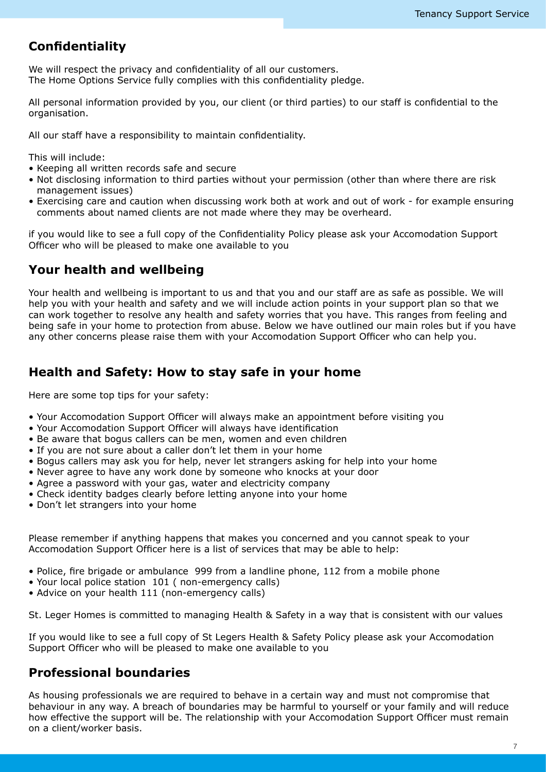## Confidentiality

We will respect the privacy and confidentiality of all our customers.
The Home Options Service fully complies with this confidentiality pledge.

All personal information provided by you, our client (or third parties) to our staff is confidential to the organisation.

All our staff have a responsibility to maintain confidentiality.

This will include:

- Keeping all written records safe and secure
- Not disclosing information to third parties without your permission (other than where there are risk management issues)
- Exercising care and caution when discussing work both at work and out of work - for example ensuring comments about named clients are not made where they may be overheard.

if you would like to see a full copy of the Confidentiality Policy please ask your Accomodation Support Officer who will be pleased to make one available to you

## Your health and wellbeing

Your health and wellbeing is important to us and that you and our staff are as safe as possible. We will help you with your health and safety and we will include action points in your support plan so that we can work together to resolve any health and safety worries that you have. This ranges from feeling and being safe in your home to protection from abuse. Below we have outlined our main roles but if you have any other concerns please raise them with your Accomodation Support Officer who can help you.

## Health and Safety: How to stay safe in your home

Here are some top tips for your safety:

- Your Accomodation Support Officer will always make an appointment before visiting you
- Your Accomodation Support Officer will always have identification
- Be aware that bogus callers can be men, women and even children
- If you are not sure about a caller don't let them in your home
- Bogus callers may ask you for help, never let strangers asking for help into your home
- Never agree to have any work done by someone who knocks at your door
- Agree a password with your gas, water and electricity company
- Check identity badges clearly before letting anyone into your home
- Don't let strangers into your home

Please remember if anything happens that makes you concerned and you cannot speak to your Accomodation Support Officer here is a list of services that may be able to help:

- Police, fire brigade or ambulance 999 from a landline phone, 112 from a mobile phone
- Your local police station 101 ( non-emergency calls)
- Advice on your health 111 (non-emergency calls)

St. Leger Homes is committed to managing Health & Safety in a way that is consistent with our values

If you would like to see a full copy of St Legers Health & Safety Policy please ask your Accomodation Support Officer who will be pleased to make one available to you

## Professional boundaries

As housing professionals we are required to behave in a certain way and must not compromise that behaviour in any way. A breach of boundaries may be harmful to yourself or your family and will reduce how effective the support will be. The relationship with your Accomodation Support Officer must remain on a client/worker basis.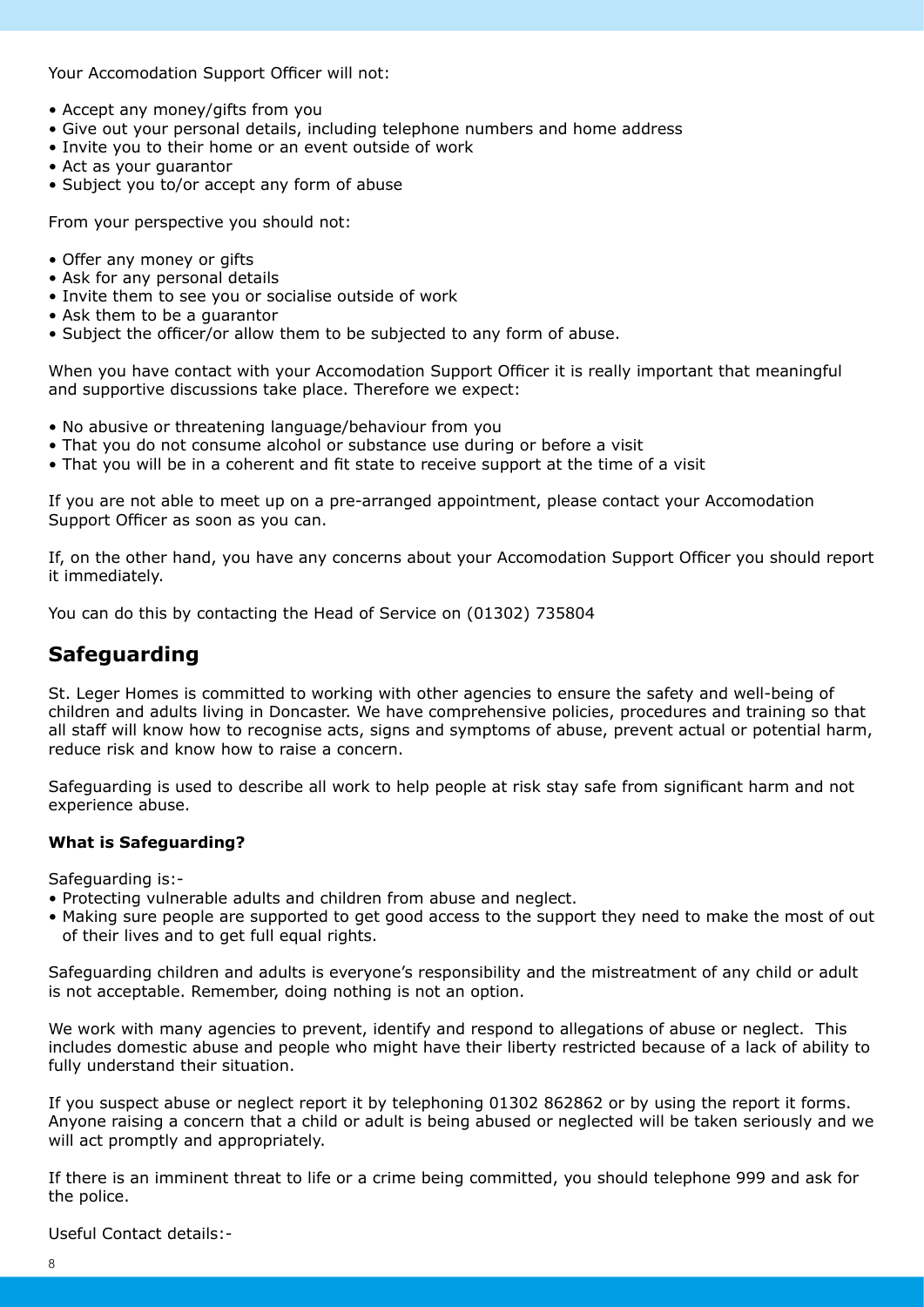Your Accomodation Support Officer will not:

- Accept any money/gifts from you
- Give out your personal details, including telephone numbers and home address
- Invite you to their home or an event outside of work
- Act as your guarantor
- Subject you to/or accept any form of abuse

From your perspective you should not:

- Offer any money or gifts
- Ask for any personal details
- Invite them to see you or socialise outside of work
- Ask them to be a guarantor
- Subject the officer/or allow them to be subjected to any form of abuse.

When you have contact with your Accomodation Support Officer it is really important that meaningful and supportive discussions take place. Therefore we expect:

- No abusive or threatening language/behaviour from you
- That you do not consume alcohol or substance use during or before a visit
- That you will be in a coherent and fit state to receive support at the time of a visit

If you are not able to meet up on a pre-arranged appointment, please contact your Accomodation Support Officer as soon as you can.

If, on the other hand, you have any concerns about your Accomodation Support Officer you should report it immediately.

You can do this by contacting the Head of Service on (01302) 735804

## Safeguarding

St. Leger Homes is committed to working with other agencies to ensure the safety and well-being of children and adults living in Doncaster. We have comprehensive policies, procedures and training so that all staff will know how to recognise acts, signs and symptoms of abuse, prevent actual or potential harm, reduce risk and know how to raise a concern.

Safeguarding is used to describe all work to help people at risk stay safe from significant harm and not experience abuse.

**What is Safeguarding?**

Safeguarding is:-

- Protecting vulnerable adults and children from abuse and neglect.
- Making sure people are supported to get good access to the support they need to make the most of out of their lives and to get full equal rights.

Safeguarding children and adults is everyone's responsibility and the mistreatment of any child or adult is not acceptable. Remember, doing nothing is not an option.

We work with many agencies to prevent, identify and respond to allegations of abuse or neglect. This includes domestic abuse and people who might have their liberty restricted because of a lack of ability to fully understand their situation.

If you suspect abuse or neglect report it by telephoning 01302 862862 or by using the report it forms. Anyone raising a concern that a child or adult is being abused or neglected will be taken seriously and we will act promptly and appropriately.

If there is an imminent threat to life or a crime being committed, you should telephone 999 and ask for the police.

Useful Contact details:-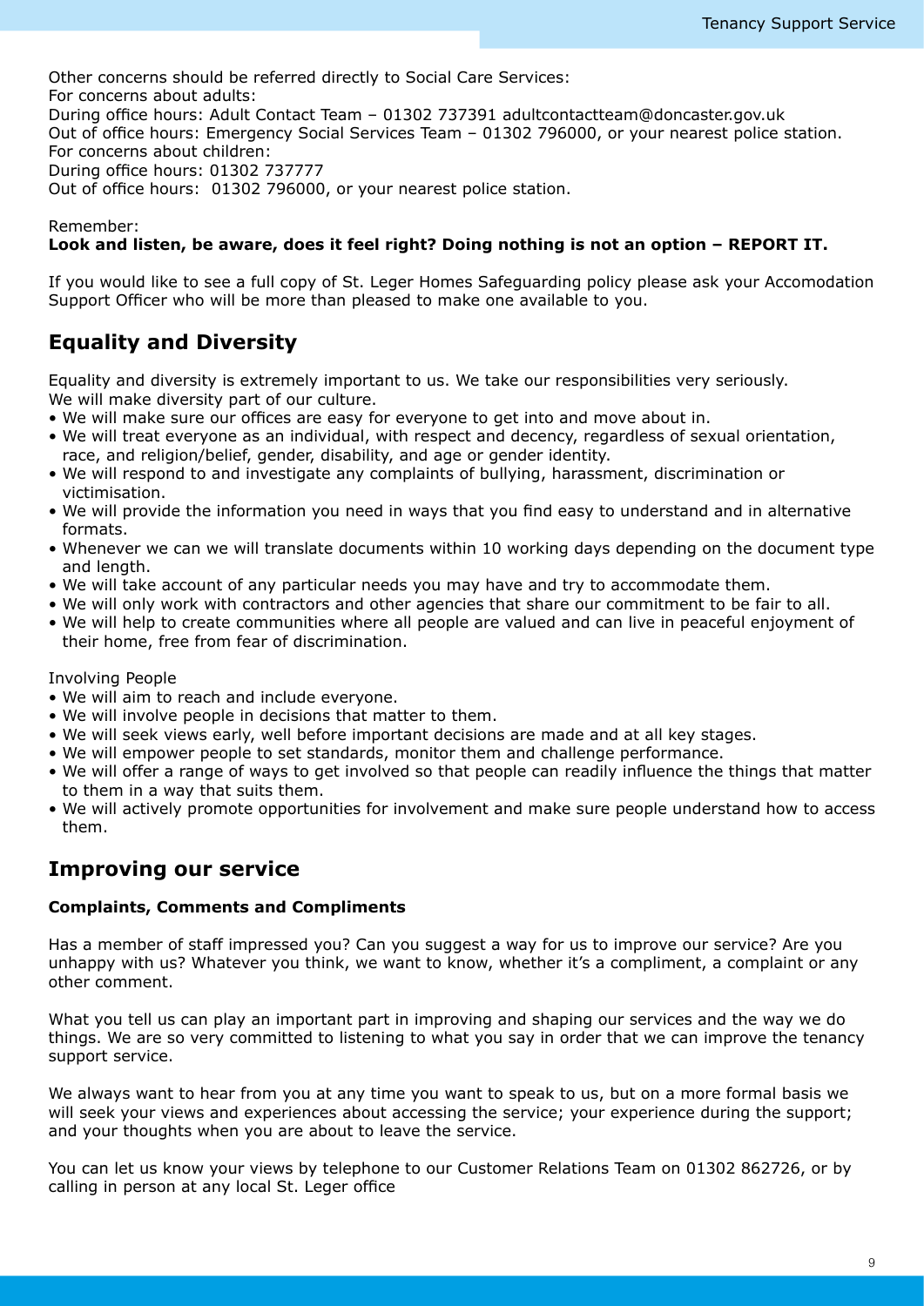Other concerns should be referred directly to Social Care Services:
For concerns about adults:
During office hours: Adult Contact Team – 01302 737391 adultcontactteam@doncaster.gov.uk
Out of office hours: Emergency Social Services Team – 01302 796000, or your nearest police station.
For concerns about children:
During office hours: 01302 737777
Out of office hours: 01302 796000, or your nearest police station.

Remember:
**Look and listen, be aware, does it feel right? Doing nothing is not an option – REPORT IT.**

If you would like to see a full copy of St. Leger Homes Safeguarding policy please ask your Accomodation Support Officer who will be more than pleased to make one available to you.

## Equality and Diversity

Equality and diversity is extremely important to us. We take our responsibilities very seriously.
We will make diversity part of our culture.

- We will make sure our offices are easy for everyone to get into and move about in.
- We will treat everyone as an individual, with respect and decency, regardless of sexual orientation, race, and religion/belief, gender, disability, and age or gender identity.
- We will respond to and investigate any complaints of bullying, harassment, discrimination or victimisation.
- We will provide the information you need in ways that you find easy to understand and in alternative formats.
- Whenever we can we will translate documents within 10 working days depending on the document type and length.
- We will take account of any particular needs you may have and try to accommodate them.
- We will only work with contractors and other agencies that share our commitment to be fair to all.
- We will help to create communities where all people are valued and can live in peaceful enjoyment of their home, free from fear of discrimination.

Involving People

- We will aim to reach and include everyone.
- We will involve people in decisions that matter to them.
- We will seek views early, well before important decisions are made and at all key stages.
- We will empower people to set standards, monitor them and challenge performance.
- We will offer a range of ways to get involved so that people can readily influence the things that matter to them in a way that suits them.
- We will actively promote opportunities for involvement and make sure people understand how to access them.

## Improving our service

**Complaints, Comments and Compliments**

Has a member of staff impressed you? Can you suggest a way for us to improve our service? Are you unhappy with us? Whatever you think, we want to know, whether it's a compliment, a complaint or any other comment.

What you tell us can play an important part in improving and shaping our services and the way we do things. We are so very committed to listening to what you say in order that we can improve the tenancy support service.

We always want to hear from you at any time you want to speak to us, but on a more formal basis we will seek your views and experiences about accessing the service; your experience during the support; and your thoughts when you are about to leave the service.

You can let us know your views by telephone to our Customer Relations Team on 01302 862726, or by calling in person at any local St. Leger office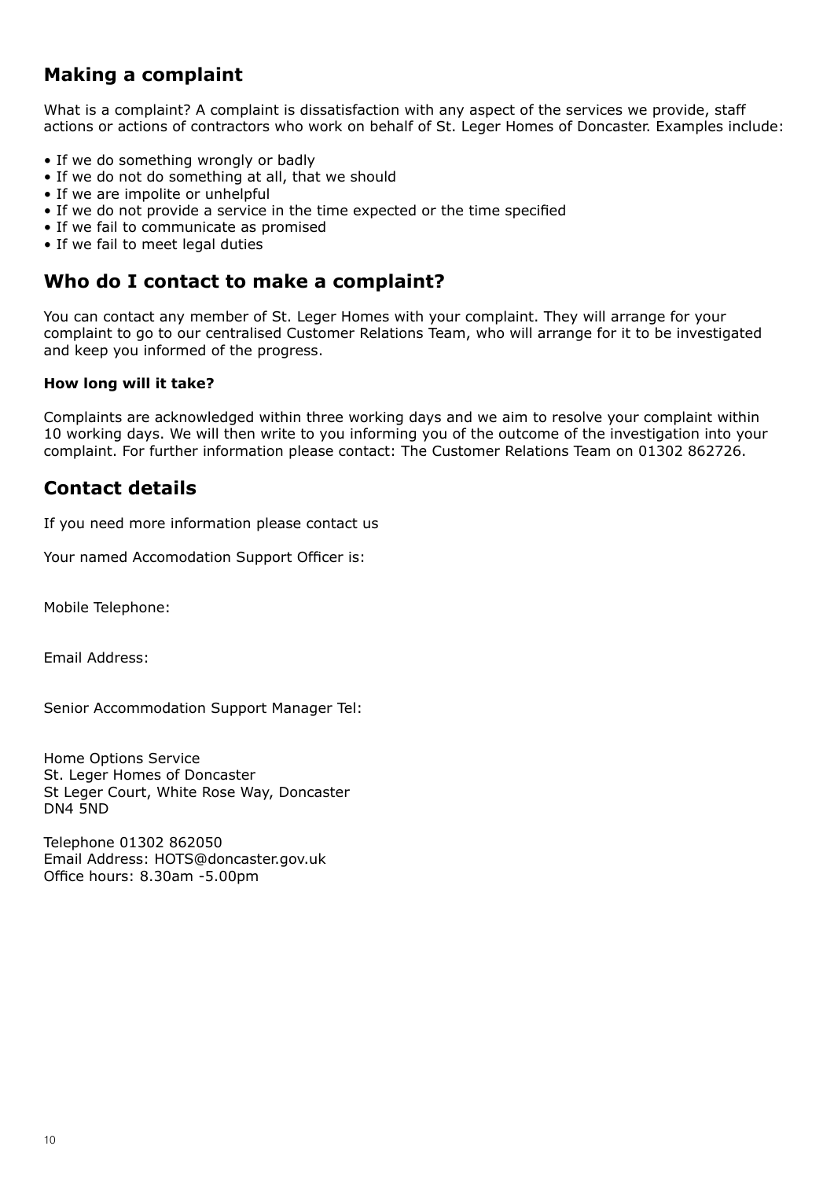## Making a complaint

What is a complaint? A complaint is dissatisfaction with any aspect of the services we provide, staff actions or actions of contractors who work on behalf of St. Leger Homes of Doncaster. Examples include:

- If we do something wrongly or badly
- If we do not do something at all, that we should
- If we are impolite or unhelpful
- If we do not provide a service in the time expected or the time specified
- If we fail to communicate as promised
- If we fail to meet legal duties

## Who do I contact to make a complaint?

You can contact any member of St. Leger Homes with your complaint. They will arrange for your complaint to go to our centralised Customer Relations Team, who will arrange for it to be investigated and keep you informed of the progress.

**How long will it take?**

Complaints are acknowledged within three working days and we aim to resolve your complaint within 10 working days. We will then write to you informing you of the outcome of the investigation into your complaint. For further information please contact: The Customer Relations Team on 01302 862726.

## Contact details

If you need more information please contact us

Your named Accomodation Support Officer is:

Mobile Telephone:

Email Address:

Senior Accommodation Support Manager Tel:

Home Options Service
St. Leger Homes of Doncaster
St Leger Court, White Rose Way, Doncaster
DN4 5ND

Telephone 01302 862050
Email Address: HOTS@doncaster.gov.uk
Office hours: 8.30am -5.00pm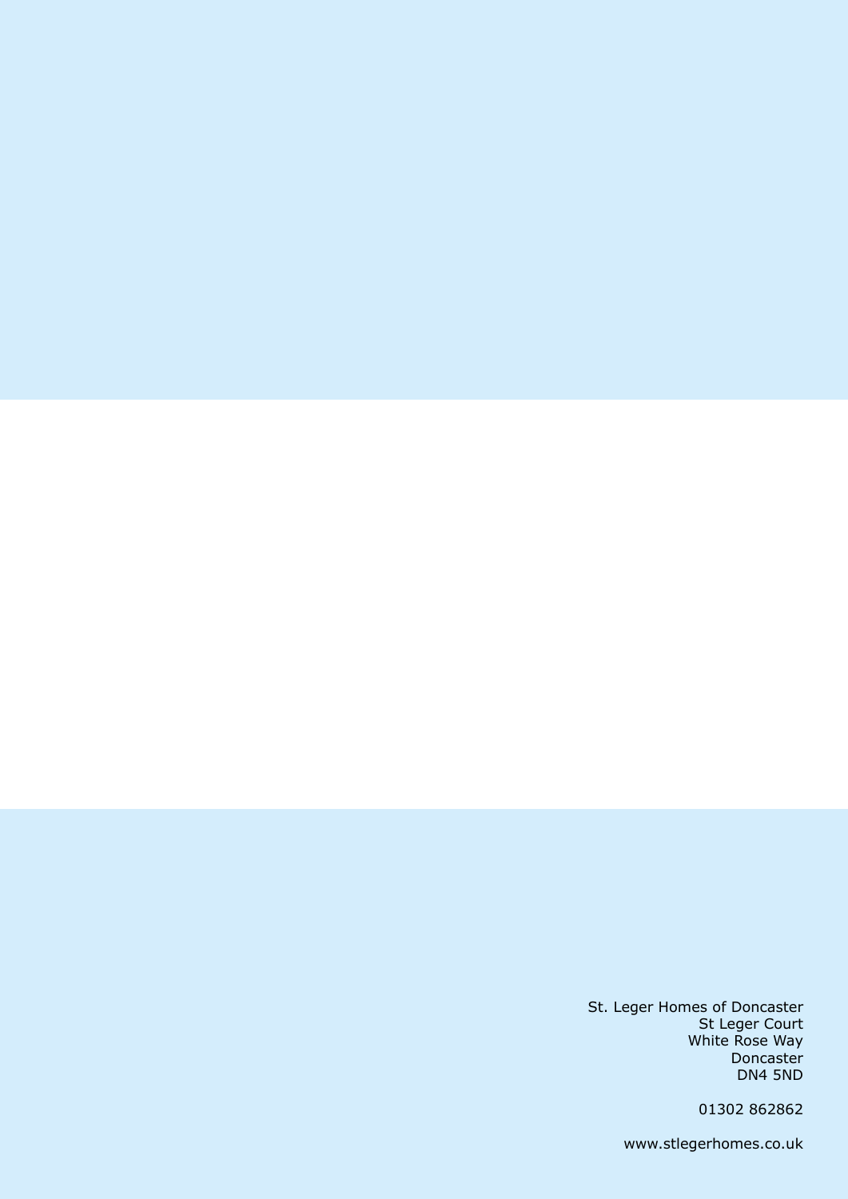St. Leger Homes of Doncaster
St Leger Court
White Rose Way
Doncaster
DN4 5ND

01302 862862

www.stlegerhomes.co.uk